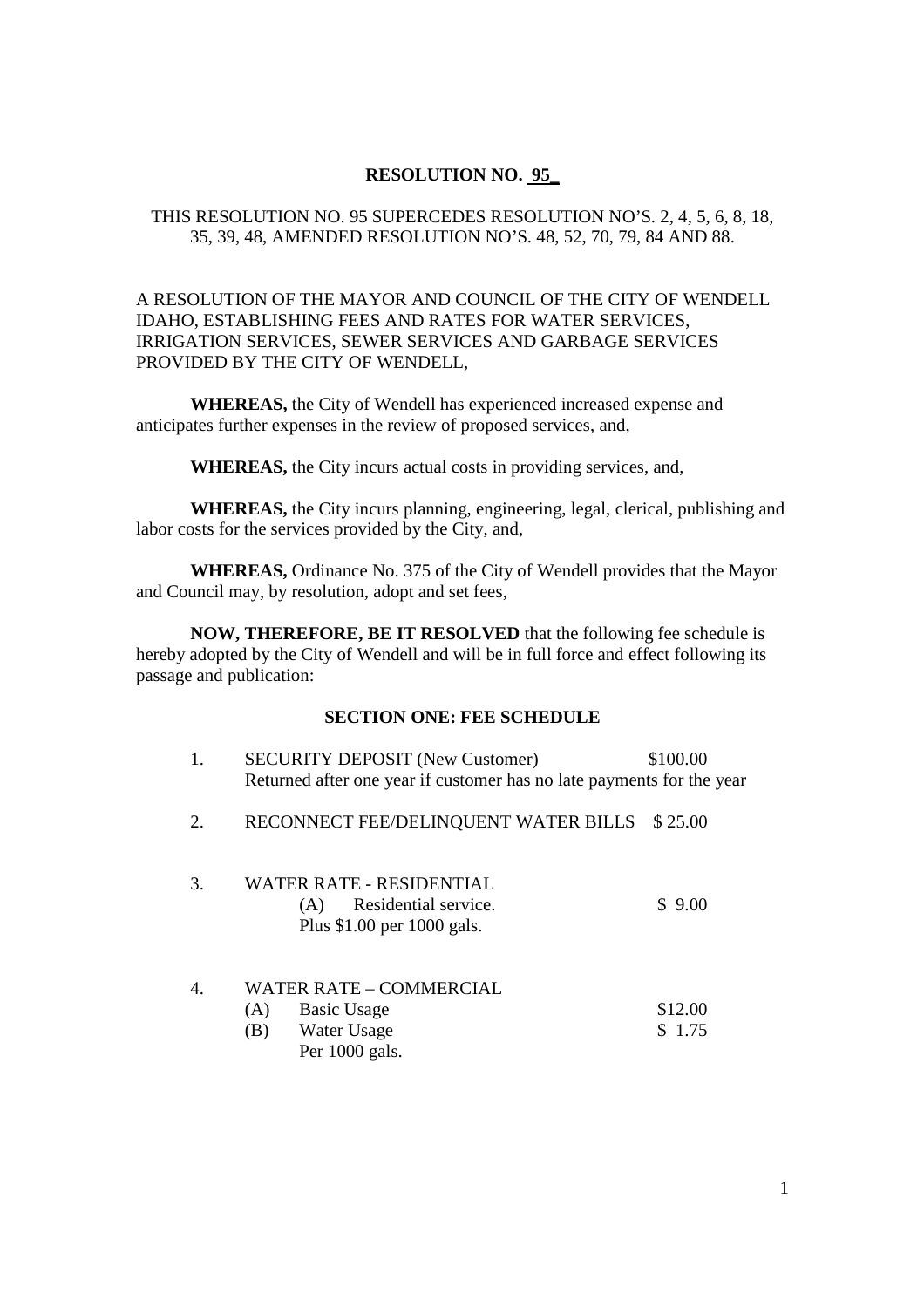# RESOLUTION NO. 95

THIS RESOLUTION NO. 95 SUPERCEDES RESOLUTION NO'S. 2, 4, 5, 6, 8, 18, 35, 39, 48, AMENDED RESOLUTION NO'S. 48, 52, 70, 79, 84 AND 88.

A RESOLUTION OF THE MAYOR AND COUNCIL OF THE CITY OF WENDELL IDAHO, ESTABLISHING FEES AND RATES FOR WATER SERVICES, IRRIGATION SERVICES, SEWER SERVICES AND GARBAGE SERVICES PROVIDED BY THE CITY OF WENDELL,

**WHEREAS,** the City of Wendell has experienced increased expense and anticipates further expenses in the review of proposed services, and,

**WHEREAS,** the City incurs actual costs in providing services, and,

**WHEREAS,** the City incurs planning, engineering, legal, clerical, publishing and labor costs for the services provided by the City, and,

**WHEREAS,** Ordinance No. 375 of the City of Wendell provides that the Mayor and Council may, by resolution, adopt and set fees,

**NOW, THEREFORE, BE IT RESOLVED** that the following fee schedule is hereby adopted by the City of Wendell and will be in full force and effect following its passage and publication:

## SECTION ONE: FEE SCHEDULE

1. SECURITY DEPOSIT (New Customer) — $100.00
   Returned after one year if customer has no late payments for the year

2. RECONNECT FEE/DELINQUENT WATER BILLS — $ 25.00

3. WATER RATE - RESIDENTIAL
   (A) Residential service. — $ 9.00
   Plus $1.00 per 1000 gals.

4. WATER RATE – COMMERCIAL
   (A) Basic Usage — $12.00
   (B) Water Usage — $ 1.75
   Per 1000 gals.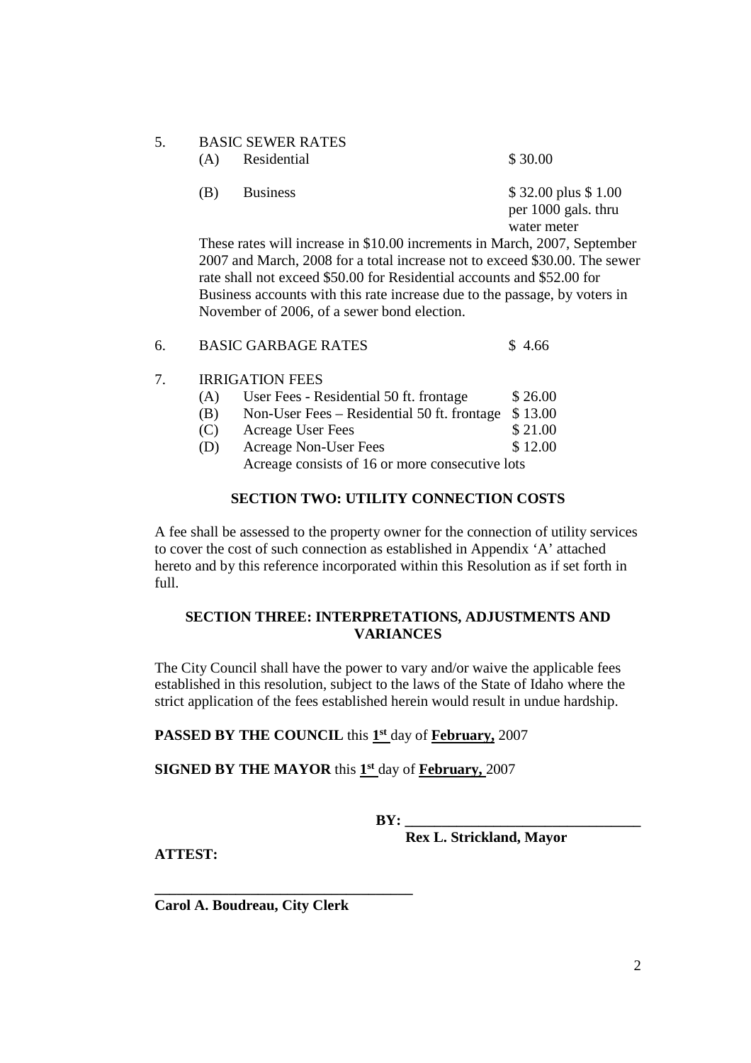5. BASIC SEWER RATES

| | | |
|---|---|---|
| (A) | Residential | \$ 30.00 |
| (B) | Business | \$ 32.00 plus \$ 1.00 per 1000 gals. thru water meter |

These rates will increase in \$10.00 increments in March, 2007, September 2007 and March, 2008 for a total increase not to exceed \$30.00. The sewer rate shall not exceed \$50.00 for Residential accounts and \$52.00 for Business accounts with this rate increase due to the passage, by voters in November of 2006, of a sewer bond election.

6. BASIC GARBAGE RATES \$ 4.66

7. IRRIGATION FEES

| | | |
|---|---|---|
| (A) | User Fees - Residential 50 ft. frontage | \$ 26.00 |
| (B) | Non-User Fees – Residential 50 ft. frontage | \$ 13.00 |
| (C) | Acreage User Fees | \$ 21.00 |
| (D) | Acreage Non-User Fees | \$ 12.00 |

Acreage consists of 16 or more consecutive lots

## SECTION TWO: UTILITY CONNECTION COSTS

A fee shall be assessed to the property owner for the connection of utility services to cover the cost of such connection as established in Appendix 'A' attached hereto and by this reference incorporated within this Resolution as if set forth in full.

## SECTION THREE: INTERPRETATIONS, ADJUSTMENTS AND VARIANCES

The City Council shall have the power to vary and/or waive the applicable fees established in this resolution, subject to the laws of the State of Idaho where the strict application of the fees established herein would result in undue hardship.

**PASSED BY THE COUNCIL** this **1st** day of **February,** 2007

**SIGNED BY THE MAYOR** this **1st** day of **February,** 2007

**BY: ________________________________**
**Rex L. Strickland, Mayor**

**ATTEST:**

**___________________________________**
**Carol A. Boudreau, City Clerk**